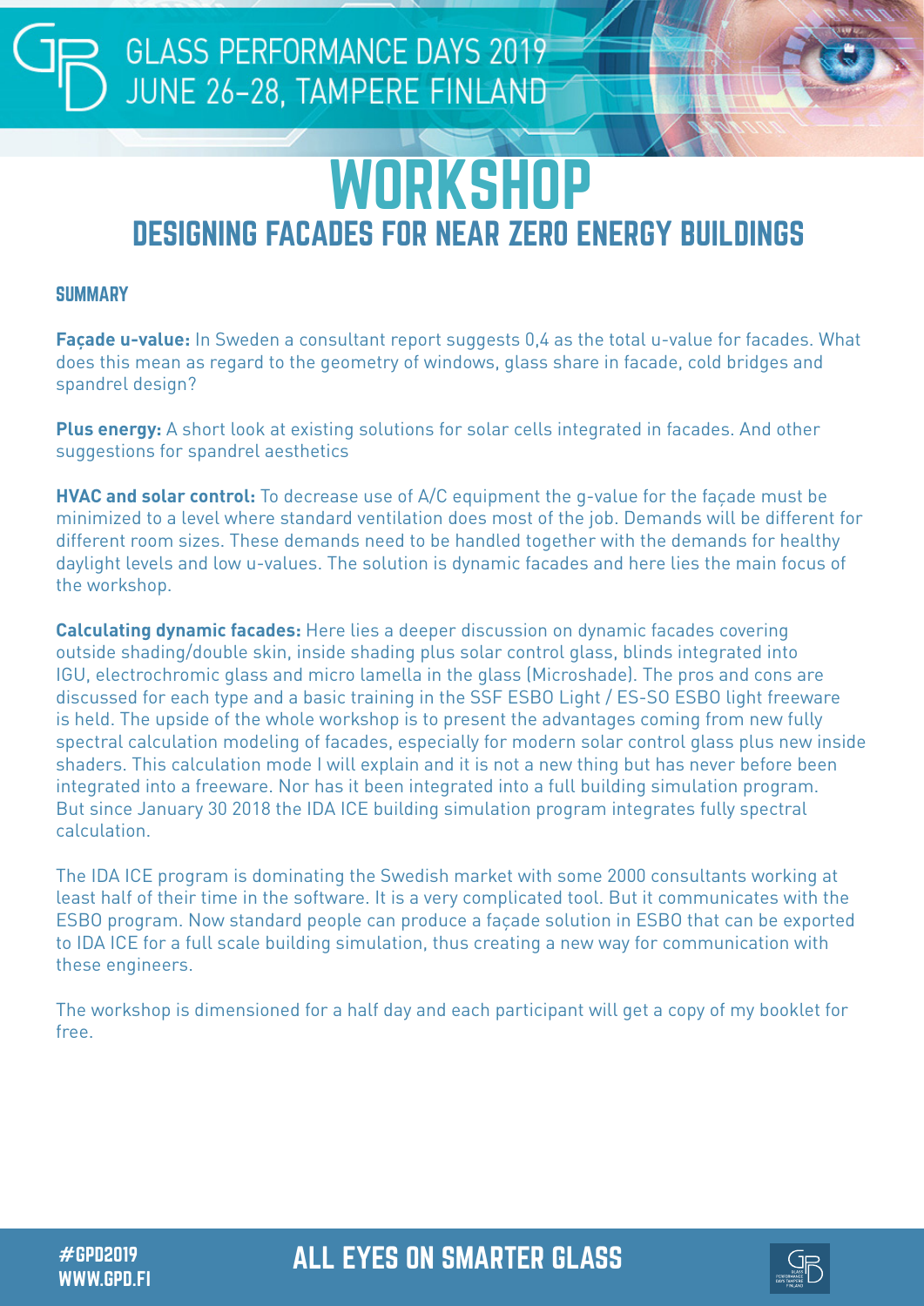GLASS PERFORMANCE DAYS 2019
JUNE 26–28, TAMPERE FINLAND

# WORKSHOP

## DESIGNING FACADES FOR NEAR ZERO ENERGY BUILDINGS

### SUMMARY

**Façade u-value:** In Sweden a consultant report suggests 0,4 as the total u-value for facades. What does this mean as regard to the geometry of windows, glass share in facade, cold bridges and spandrel design?

**Plus energy:** A short look at existing solutions for solar cells integrated in facades. And other suggestions for spandrel aesthetics

**HVAC and solar control:** To decrease use of A/C equipment the g-value for the façade must be minimized to a level where standard ventilation does most of the job. Demands will be different for different room sizes. These demands need to be handled together with the demands for healthy daylight levels and low u-values. The solution is dynamic facades and here lies the main focus of the workshop.

**Calculating dynamic facades:** Here lies a deeper discussion on dynamic facades covering outside shading/double skin, inside shading plus solar control glass, blinds integrated into IGU, electrochromic glass and micro lamella in the glass (Microshade). The pros and cons are discussed for each type and a basic training in the SSF ESBO Light / ES-SO ESBO light freeware is held. The upside of the whole workshop is to present the advantages coming from new fully spectral calculation modeling of facades, especially for modern solar control glass plus new inside shaders. This calculation mode I will explain and it is not a new thing but has never before been integrated into a freeware. Nor has it been integrated into a full building simulation program. But since January 30 2018 the IDA ICE building simulation program integrates fully spectral calculation.

The IDA ICE program is dominating the Swedish market with some 2000 consultants working at least half of their time in the software. It is a very complicated tool. But it communicates with the ESBO program. Now standard people can produce a façade solution in ESBO that can be exported to IDA ICE for a full scale building simulation, thus creating a new way for communication with these engineers.

The workshop is dimensioned for a half day and each participant will get a copy of my booklet for free.

#GPD2019
WWW.GPD.FI

ALL EYES ON SMARTER GLASS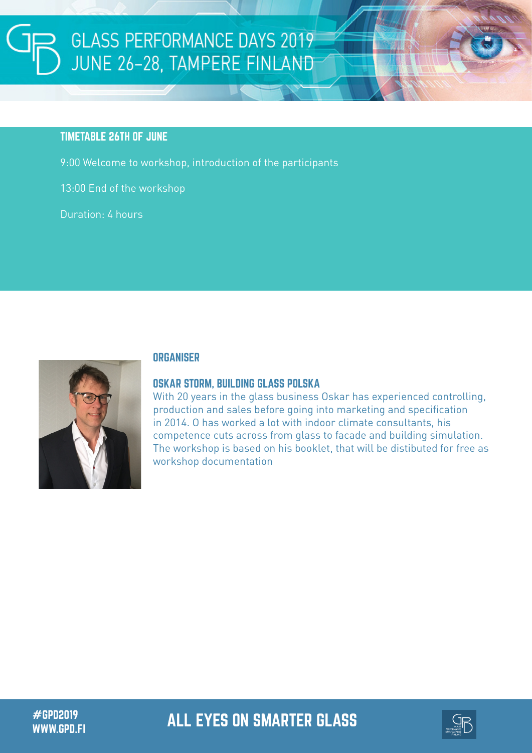# GLASS PERFORMANCE DAYS 2019
# JUNE 26–28, TAMPERE FINLAND

## TIMETABLE 26TH OF JUNE

9:00 Welcome to workshop, introduction of the participants

13:00 End of the workshop

Duration: 4 hours

## ORGANISER

### OSKAR STORM, BUILDING GLASS POLSKA

With 20 years in the glass business Oskar has experienced controlling, production and sales before going into marketing and specification in 2014. O has worked a lot with indoor climate consultants, his competence cuts across from glass to facade and building simulation. The workshop is based on his booklet, that will be distibuted for free as workshop documentation

#GPD2019
WWW.GPD.FI

ALL EYES ON SMARTER GLASS